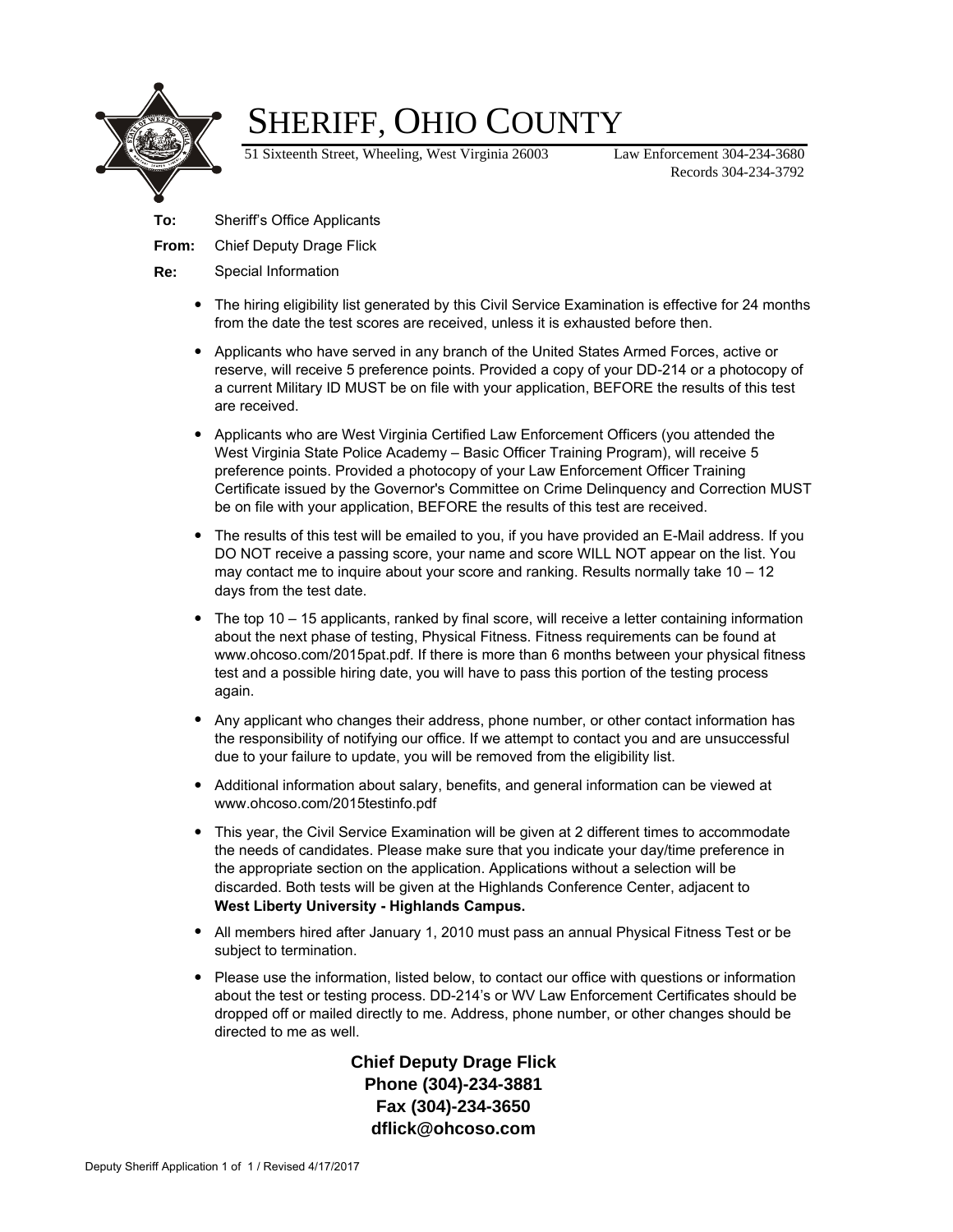# SHERIFF, OHIO COUNTY

51 Sixteenth Street, Wheeling, West Virginia 26003 Law Enforcement 304-234-3680
Records 304-234-3792

**To:** Sheriff's Office Applicants

**From:** Chief Deputy Drage Flick

**Re:** Special Information

- The hiring eligibility list generated by this Civil Service Examination is effective for 24 months from the date the test scores are received, unless it is exhausted before then.
- Applicants who have served in any branch of the United States Armed Forces, active or reserve, will receive 5 preference points. Provided a copy of your DD-214 or a photocopy of a current Military ID MUST be on file with your application, BEFORE the results of this test are received.
- Applicants who are West Virginia Certified Law Enforcement Officers (you attended the West Virginia State Police Academy – Basic Officer Training Program), will receive 5 preference points. Provided a photocopy of your Law Enforcement Officer Training Certificate issued by the Governor's Committee on Crime Delinquency and Correction MUST be on file with your application, BEFORE the results of this test are received.
- The results of this test will be emailed to you, if you have provided an E-Mail address. If you DO NOT receive a passing score, your name and score WILL NOT appear on the list. You may contact me to inquire about your score and ranking. Results normally take 10 – 12 days from the test date.
- The top 10 – 15 applicants, ranked by final score, will receive a letter containing information about the next phase of testing, Physical Fitness. Fitness requirements can be found at www.ohcoso.com/2015pat.pdf. If there is more than 6 months between your physical fitness test and a possible hiring date, you will have to pass this portion of the testing process again.
- Any applicant who changes their address, phone number, or other contact information has the responsibility of notifying our office. If we attempt to contact you and are unsuccessful due to your failure to update, you will be removed from the eligibility list.
- Additional information about salary, benefits, and general information can be viewed at www.ohcoso.com/2015testinfo.pdf
- This year, the Civil Service Examination will be given at 2 different times to accommodate the needs of candidates. Please make sure that you indicate your day/time preference in the appropriate section on the application. Applications without a selection will be discarded. Both tests will be given at the Highlands Conference Center, adjacent to **West Liberty University - Highlands Campus.**
- All members hired after January 1, 2010 must pass an annual Physical Fitness Test or be subject to termination.
- Please use the information, listed below, to contact our office with questions or information about the test or testing process. DD-214's or WV Law Enforcement Certificates should be dropped off or mailed directly to me. Address, phone number, or other changes should be directed to me as well.

**Chief Deputy Drage Flick**
**Phone (304)-234-3881**
**Fax (304)-234-3650**
**dflick@ohcoso.com**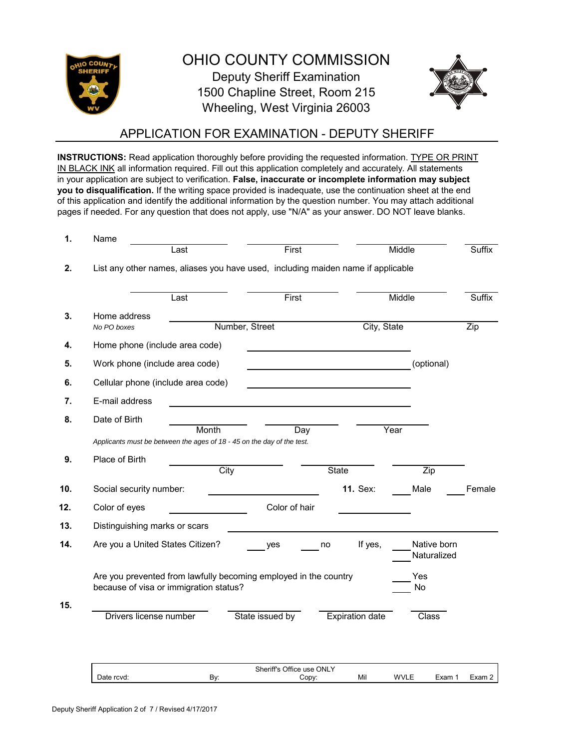# OHIO COUNTY COMMISSION

Deputy Sheriff Examination
1500 Chapline Street, Room 215
Wheeling, West Virginia 26003

## APPLICATION FOR EXAMINATION - DEPUTY SHERIFF

**INSTRUCTIONS:** Read application thoroughly before providing the requested information. TYPE OR PRINT IN BLACK INK all information required. Fill out this application completely and accurately. All statements in your application are subject to verification. **False, inaccurate or incomplete information may subject you to disqualification.** If the writing space provided is inadequate, use the continuation sheet at the end of this application and identify the additional information by the question number. You may attach additional pages if needed. For any question that does not apply, use "N/A" as your answer. DO NOT leave blanks.

**1.** Name \_\_\_\_\_\_\_\_\_\_ Last \_\_\_\_\_\_\_\_\_\_ First \_\_\_\_\_\_\_\_\_\_ Middle \_\_\_\_\_\_ Suffix

**2.** List any other names, aliases you have used, including maiden name if applicable

\_\_\_\_\_\_\_\_\_\_ Last \_\_\_\_\_\_\_\_\_\_ First \_\_\_\_\_\_\_\_\_\_ Middle \_\_\_\_\_\_ Suffix

**3.** Home address \_\_\_\_\_\_\_\_\_\_ Number, Street \_\_\_\_\_\_\_\_\_\_ City, State \_\_\_\_\_\_ Zip

*No PO boxes*

**4.** Home phone (include area code) \_\_\_\_\_\_\_\_\_\_\_\_\_\_\_\_\_\_\_\_

**5.** Work phone (include area code) \_\_\_\_\_\_\_\_\_\_\_\_\_\_\_\_\_\_\_\_ (optional)

**6.** Cellular phone (include area code) \_\_\_\_\_\_\_\_\_\_\_\_\_\_\_\_\_\_\_\_

**7.** E-mail address \_\_\_\_\_\_\_\_\_\_\_\_\_\_\_\_\_\_\_\_

**8.** Date of Birth \_\_\_\_\_\_\_\_\_\_ Month \_\_\_\_\_\_\_\_\_\_ Day \_\_\_\_\_\_\_\_\_\_ Year

*Applicants must be between the ages of 18 - 45 on the day of the test.*

**9.** Place of Birth \_\_\_\_\_\_\_\_\_\_ City \_\_\_\_\_\_\_\_\_\_ State \_\_\_\_\_\_\_\_\_\_ Zip

**10.** Social security number: \_\_\_\_\_\_\_\_\_\_\_\_\_\_\_\_\_\_\_\_ **11.** Sex: \_\_\_\_ Male \_\_\_\_ Female

**12.** Color of eyes \_\_\_\_\_\_\_\_\_\_ Color of hair \_\_\_\_\_\_\_\_\_\_

**13.** Distinguishing marks or scars \_\_\_\_\_\_\_\_\_\_\_\_\_\_\_\_\_\_\_\_

**14.** Are you a United States Citizen? \_\_\_\_ yes \_\_\_\_ no If yes, \_\_\_\_ Native born \_\_\_\_ Naturalized

Are you prevented from lawfully becoming employed in the country because of visa or immigration status? \_\_\_\_ Yes \_\_\_\_ No

**15.** \_\_\_\_\_\_\_\_\_\_ Drivers license number \_\_\_\_\_\_\_\_\_\_ State issued by \_\_\_\_\_\_\_\_\_\_ Expiration date \_\_\_\_\_\_\_\_\_\_ Class

| Sheriff's Office use ONLY | | | | | | | |
|---|---|---|---|---|---|---|---|
| Date rcvd: | By: | Copy: | Mil | WVLE | Exam 1 | Exam 2 | |

Deputy Sheriff Application / Revised 4/17/2017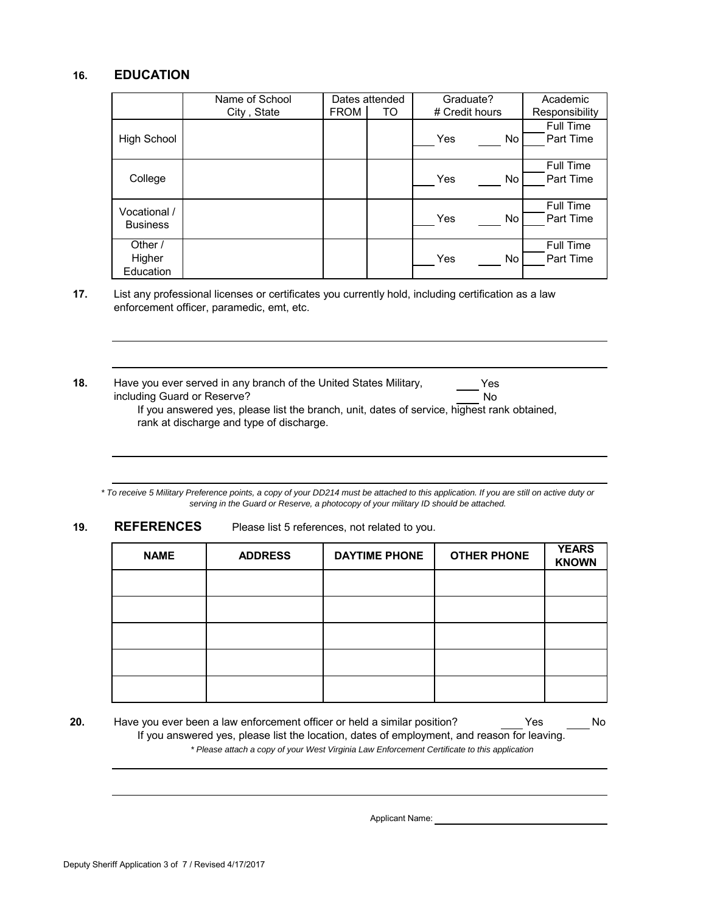## 16. EDUCATION

| | Name of School<br>City , State | Dates attended<br>FROM | <br>TO | Graduate?<br># Credit hours | Academic<br>Responsibility |
|---|---|---|---|---|---|
| High School | | | | ___ Yes ___ No | ___ Full Time<br>___ Part Time |
| College | | | | ___ Yes ___ No | ___ Full Time<br>___ Part Time |
| Vocational / Business | | | | ___ Yes ___ No | ___ Full Time<br>___ Part Time |
| Other / Higher Education | | | | ___ Yes ___ No | ___ Full Time<br>___ Part Time |

**17.** List any professional licenses or certificates you currently hold, including certification as a law enforcement officer, paramedic, emt, etc.

______________________________________________________________________

______________________________________________________________________

**18.** Have you ever served in any branch of the United States Military, including Guard or Reserve? ___ Yes ___ No

If you answered yes, please list the branch, unit, dates of service, highest rank obtained, rank at discharge and type of discharge.

______________________________________________________________________

______________________________________________________________________

*\* To receive 5 Military Preference points, a copy of your DD214 must be attached to this application. If you are still on active duty or serving in the Guard or Reserve, a photocopy of your military ID should be attached.*

## 19. REFERENCES

Please list 5 references, not related to you.

| NAME | ADDRESS | DAYTIME PHONE | OTHER PHONE | YEARS KNOWN |
|---|---|---|---|---|
| | | | | |
| | | | | |
| | | | | |
| | | | | |
| | | | | |

**20.** Have you ever been a law enforcement officer or held a similar position? ___ Yes ___ No

If you answered yes, please list the location, dates of employment, and reason for leaving.

*\* Please attach a copy of your West Virginia Law Enforcement Certificate to this application*

______________________________________________________________________

______________________________________________________________________

Applicant Name: ______________________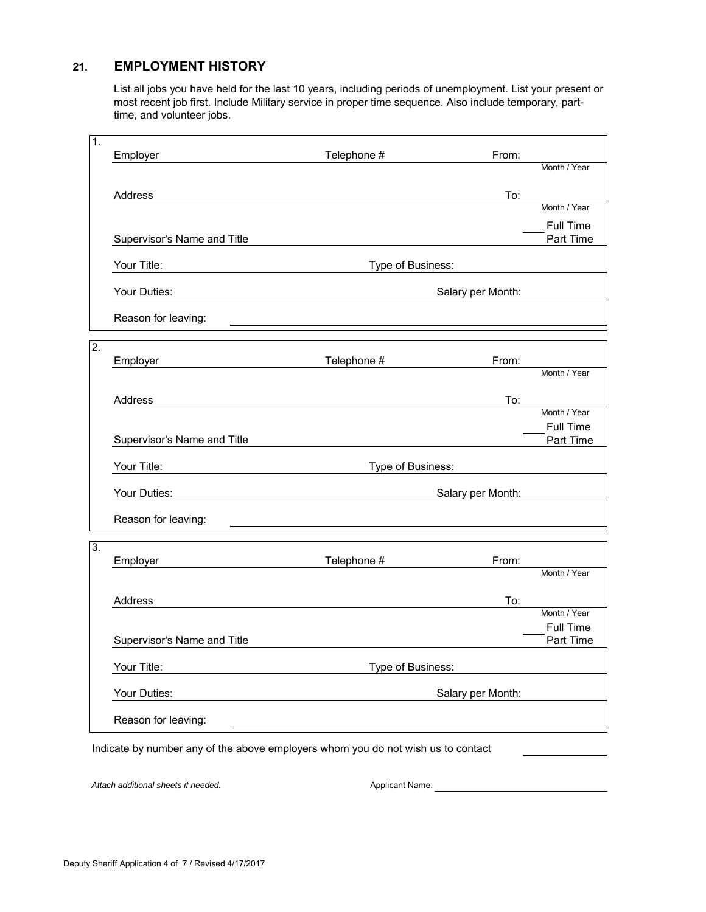## 21. EMPLOYMENT HISTORY

List all jobs you have held for the last 10 years, including periods of unemployment. List your present or most recent job first. Include Military service in proper time sequence. Also include temporary, part-time, and volunteer jobs.

**1.**

Employer ______________________ Telephone # ______________________ From: ____________ (Month / Year)

Address ______________________________________________ To: ____________ (Month / Year)

Supervisor's Name and Title ______________________________________________ ___ Full Time / Part Time

Your Title: ______________________ Type of Business: ______________________

Your Duties: ______________________ Salary per Month: ______________________

Reason for leaving: ______________________________________________

**2.**

Employer ______________________ Telephone # ______________________ From: ____________ (Month / Year)

Address ______________________________________________ To: ____________ (Month / Year)

Supervisor's Name and Title ______________________________________________ ___ Full Time / Part Time

Your Title: ______________________ Type of Business: ______________________

Your Duties: ______________________ Salary per Month: ______________________

Reason for leaving: ______________________________________________

**3.**

Employer ______________________ Telephone # ______________________ From: ____________ (Month / Year)

Address ______________________________________________ To: ____________ (Month / Year)

Supervisor's Name and Title ______________________________________________ ___ Full Time / Part Time

Your Title: ______________________ Type of Business: ______________________

Your Duties: ______________________ Salary per Month: ______________________

Reason for leaving: ______________________________________________

Indicate by number any of the above employers whom you do not wish us to contact ____________

*Attach additional sheets if needed.*

Applicant Name: ______________________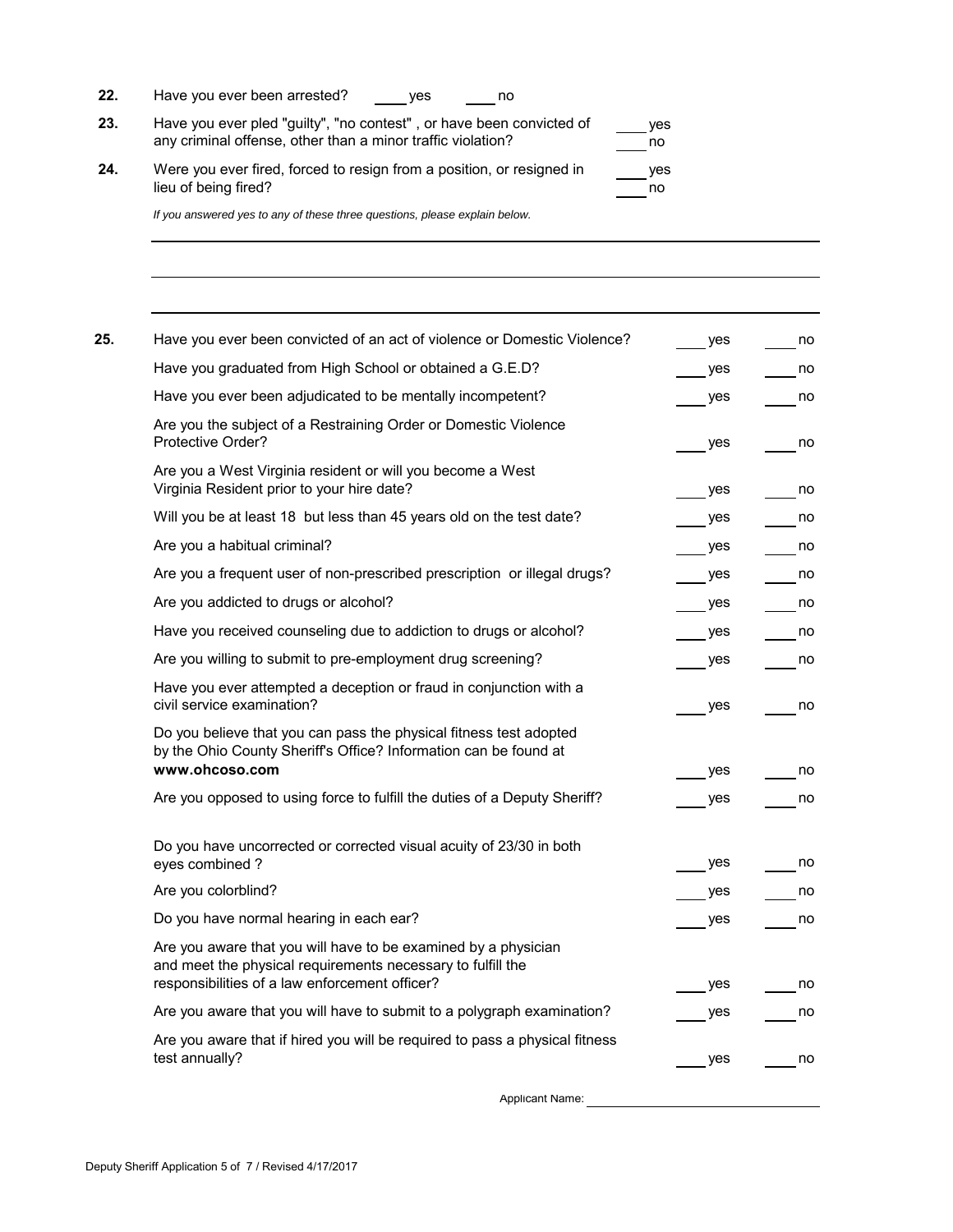**22.** Have you ever been arrested? \_\_\_\_ yes \_\_\_\_ no

**23.** Have you ever pled "guilty", "no contest" , or have been convicted of any criminal offense, other than a minor traffic violation? \_\_\_\_ yes \_\_\_\_ no

**24.** Were you ever fired, forced to resign from a position, or resigned in lieu of being fired? \_\_\_\_ yes \_\_\_\_ no

*If you answered yes to any of these three questions, please explain below.*

\_\_\_\_\_\_\_\_\_\_\_\_\_\_\_\_\_\_\_\_\_\_\_\_\_\_\_\_\_\_\_\_\_\_\_\_\_\_\_\_\_\_\_\_\_\_\_\_\_\_\_\_\_\_\_\_\_\_\_\_\_\_\_\_\_\_\_\_\_\_

\_\_\_\_\_\_\_\_\_\_\_\_\_\_\_\_\_\_\_\_\_\_\_\_\_\_\_\_\_\_\_\_\_\_\_\_\_\_\_\_\_\_\_\_\_\_\_\_\_\_\_\_\_\_\_\_\_\_\_\_\_\_\_\_\_\_\_\_\_\_

\_\_\_\_\_\_\_\_\_\_\_\_\_\_\_\_\_\_\_\_\_\_\_\_\_\_\_\_\_\_\_\_\_\_\_\_\_\_\_\_\_\_\_\_\_\_\_\_\_\_\_\_\_\_\_\_\_\_\_\_\_\_\_\_\_\_\_\_\_\_

| | | | |
|---|---|---|---|
| **25.** | Have you ever been convicted of an act of violence or Domestic Violence? | \_\_\_\_ yes | \_\_\_\_ no |
| | Have you graduated from High School or obtained a G.E.D? | \_\_\_\_ yes | \_\_\_\_ no |
| | Have you ever been adjudicated to be mentally incompetent? | \_\_\_\_ yes | \_\_\_\_ no |
| | Are you the subject of a Restraining Order or Domestic Violence Protective Order? | \_\_\_\_ yes | \_\_\_\_ no |
| | Are you a West Virginia resident or will you become a West Virginia Resident prior to your hire date? | \_\_\_\_ yes | \_\_\_\_ no |
| | Will you be at least 18 but less than 45 years old on the test date? | \_\_\_\_ yes | \_\_\_\_ no |
| | Are you a habitual criminal? | \_\_\_\_ yes | \_\_\_\_ no |
| | Are you a frequent user of non-prescribed prescription or illegal drugs? | \_\_\_\_ yes | \_\_\_\_ no |
| | Are you addicted to drugs or alcohol? | \_\_\_\_ yes | \_\_\_\_ no |
| | Have you received counseling due to addiction to drugs or alcohol? | \_\_\_\_ yes | \_\_\_\_ no |
| | Are you willing to submit to pre-employment drug screening? | \_\_\_\_ yes | \_\_\_\_ no |
| | Have you ever attempted a deception or fraud in conjunction with a civil service examination? | \_\_\_\_ yes | \_\_\_\_ no |
| | Do you believe that you can pass the physical fitness test adopted by the Ohio County Sheriff's Office? Information can be found at **www.ohcoso.com** | \_\_\_\_ yes | \_\_\_\_ no |
| | Are you opposed to using force to fulfill the duties of a Deputy Sheriff? | \_\_\_\_ yes | \_\_\_\_ no |
| | Do you have uncorrected or corrected visual acuity of 23/30 in both eyes combined ? | \_\_\_\_ yes | \_\_\_\_ no |
| | Are you colorblind? | \_\_\_\_ yes | \_\_\_\_ no |
| | Do you have normal hearing in each ear? | \_\_\_\_ yes | \_\_\_\_ no |
| | Are you aware that you will have to be examined by a physician and meet the physical requirements necessary to fulfill the responsibilities of a law enforcement officer? | \_\_\_\_ yes | \_\_\_\_ no |
| | Are you aware that you will have to submit to a polygraph examination? | \_\_\_\_ yes | \_\_\_\_ no |
| | Are you aware that if hired you will be required to pass a physical fitness test annually? | \_\_\_\_ yes | \_\_\_\_ no |

Applicant Name: \_\_\_\_\_\_\_\_\_\_\_\_\_\_\_\_\_\_\_\_\_\_\_\_\_\_\_\_\_\_

Deputy Sheriff Application / Revised 4/17/2017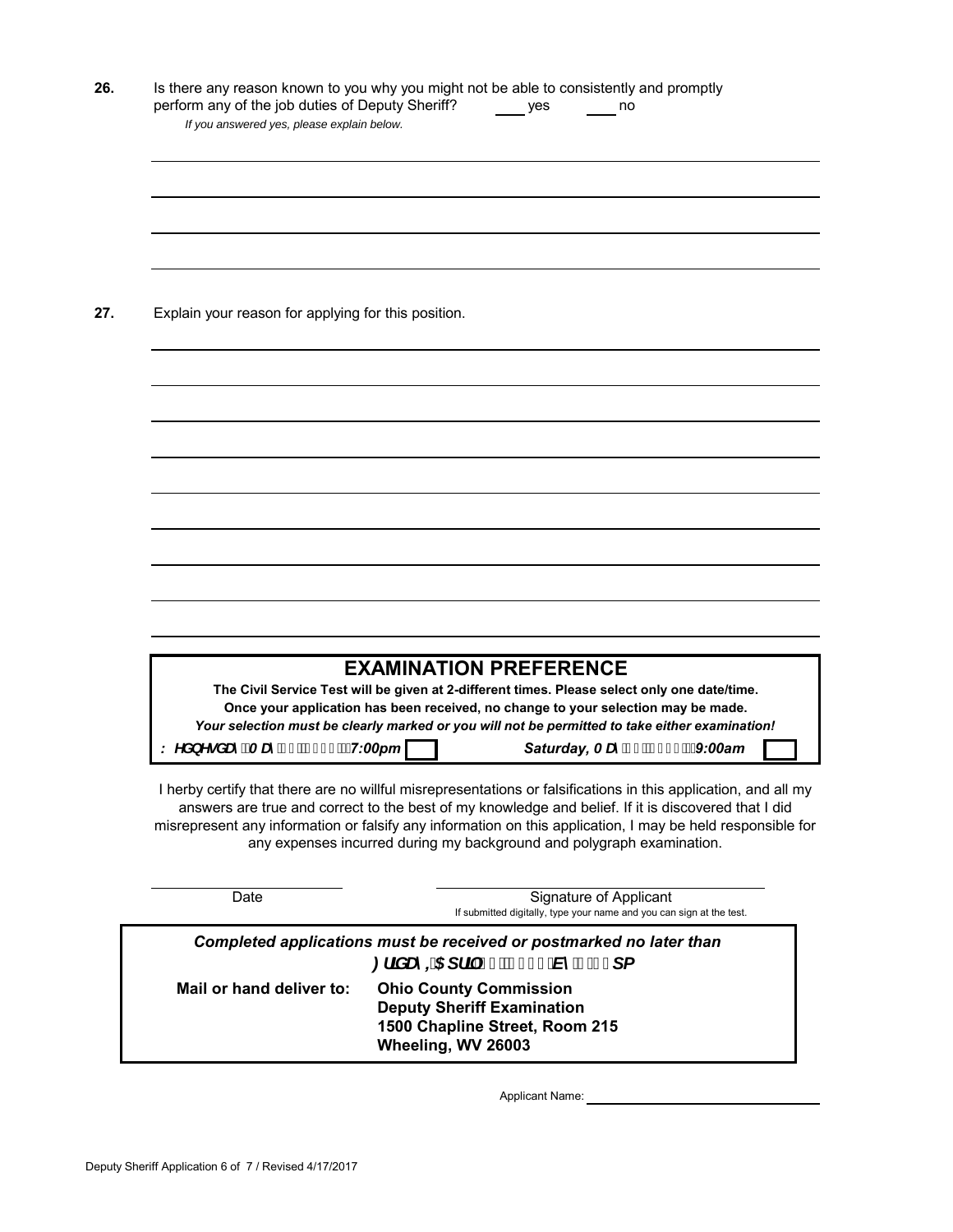**26.** Is there any reason known to you why you might not be able to consistently and promptly perform any of the job duties of Deputy Sheriff? ____ yes ____ no

*If you answered yes, please explain below.*

______________________________________________

______________________________________________

______________________________________________

______________________________________________

**27.** Explain your reason for applying for this position.

______________________________________________

______________________________________________

______________________________________________

______________________________________________

______________________________________________

______________________________________________

______________________________________________

______________________________________________

______________________________________________

## EXAMINATION PREFERENCE

**The Civil Service Test will be given at 2-different times. Please select only one date/time.**

**Once your application has been received, no change to your selection may be made.**

***Your selection must be clearly marked or you will not be permitted to take either examination!***

***: HGQHVGD\ 0 D\ 7:00pm*** ☐ ***Saturday, 0 D\ 9:00am*** ☐

I herby certify that there are no willful misrepresentations or falsifications in this application, and all my answers are true and correct to the best of my knowledge and belief. If it is discovered that I did misrepresent any information or falsify any information on this application, I may be held responsible for any expenses incurred during my background and polygraph examination.

______________________ Date

______________________ Signature of Applicant
If submitted digitally, type your name and you can sign at the test.

***Completed applications must be received or postmarked no later than***
***) UGD\ , $ SULO E\ SP***

**Mail or hand deliver to:**
**Ohio County Commission**
**Deputy Sheriff Examination**
**1500 Chapline Street, Room 215**
**Wheeling, WV 26003**

Applicant Name: ______________________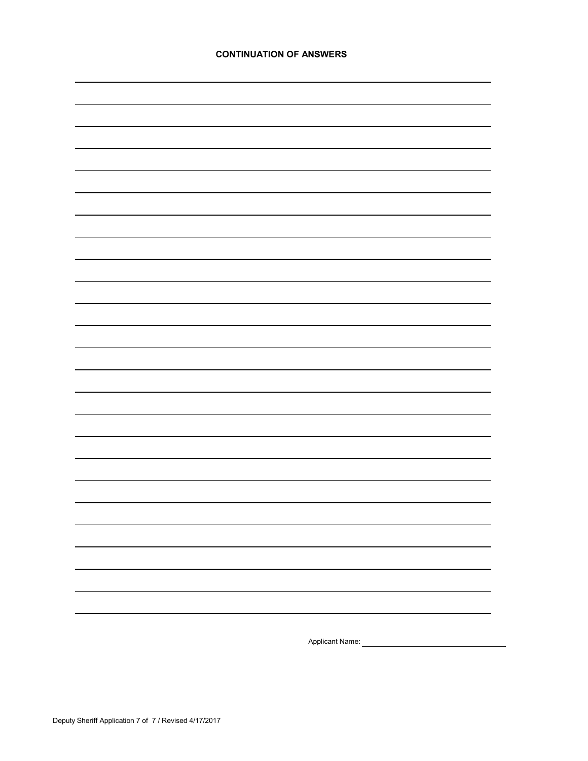**CONTINUATION OF ANSWERS**

Applicant Name: \_\_\_\_\_\_\_\_\_\_\_\_\_\_\_\_\_\_\_\_\_\_\_\_\_\_\_\_\_\_